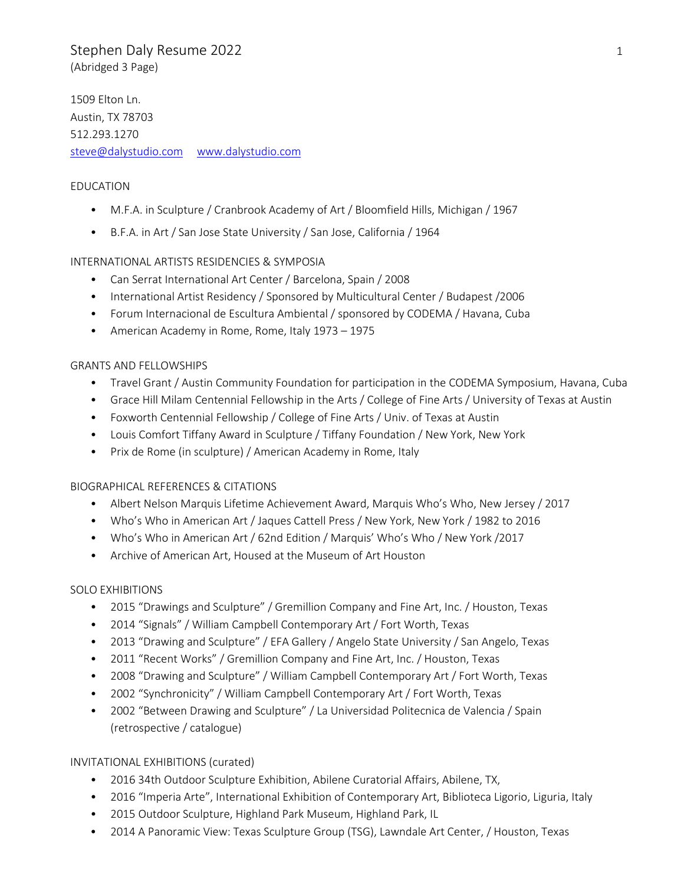# Stephen Daly Resume 2022

(Abridged 3 Page)

1509 Elton Ln.
Austin, TX 78703
512.293.1270
steve@dalystudio.com www.dalystudio.com

## EDUCATION

- M.F.A. in Sculpture / Cranbrook Academy of Art / Bloomfield Hills, Michigan / 1967
- B.F.A. in Art / San Jose State University / San Jose, California / 1964

## INTERNATIONAL ARTISTS RESIDENCIES & SYMPOSIA

- Can Serrat International Art Center / Barcelona, Spain / 2008
- International Artist Residency / Sponsored by Multicultural Center / Budapest /2006
- Forum Internacional de Escultura Ambiental / sponsored by CODEMA / Havana, Cuba
- American Academy in Rome, Rome, Italy 1973 – 1975

## GRANTS AND FELLOWSHIPS

- Travel Grant / Austin Community Foundation for participation in the CODEMA Symposium, Havana, Cuba
- Grace Hill Milam Centennial Fellowship in the Arts / College of Fine Arts / University of Texas at Austin
- Foxworth Centennial Fellowship / College of Fine Arts / Univ. of Texas at Austin
- Louis Comfort Tiffany Award in Sculpture / Tiffany Foundation / New York, New York
- Prix de Rome (in sculpture) / American Academy in Rome, Italy

## BIOGRAPHICAL REFERENCES & CITATIONS

- Albert Nelson Marquis Lifetime Achievement Award, Marquis Who's Who, New Jersey / 2017
- Who's Who in American Art / Jaques Cattell Press / New York, New York / 1982 to 2016
- Who's Who in American Art / 62nd Edition / Marquis' Who's Who / New York /2017
- Archive of American Art, Housed at the Museum of Art Houston

## SOLO EXHIBITIONS

- 2015 "Drawings and Sculpture" / Gremillion Company and Fine Art, Inc. / Houston, Texas
- 2014 "Signals" / William Campbell Contemporary Art / Fort Worth, Texas
- 2013 "Drawing and Sculpture" / EFA Gallery / Angelo State University / San Angelo, Texas
- 2011 "Recent Works" / Gremillion Company and Fine Art, Inc. / Houston, Texas
- 2008 "Drawing and Sculpture" / William Campbell Contemporary Art / Fort Worth, Texas
- 2002 "Synchronicity" / William Campbell Contemporary Art / Fort Worth, Texas
- 2002 "Between Drawing and Sculpture" / La Universidad Politecnica de Valencia / Spain (retrospective / catalogue)

## INVITATIONAL EXHIBITIONS (curated)

- 2016 34th Outdoor Sculpture Exhibition, Abilene Curatorial Affairs, Abilene, TX,
- 2016 "Imperia Arte", International Exhibition of Contemporary Art, Biblioteca Ligorio, Liguria, Italy
- 2015 Outdoor Sculpture, Highland Park Museum, Highland Park, IL
- 2014 A Panoramic View: Texas Sculpture Group (TSG), Lawndale Art Center, / Houston, Texas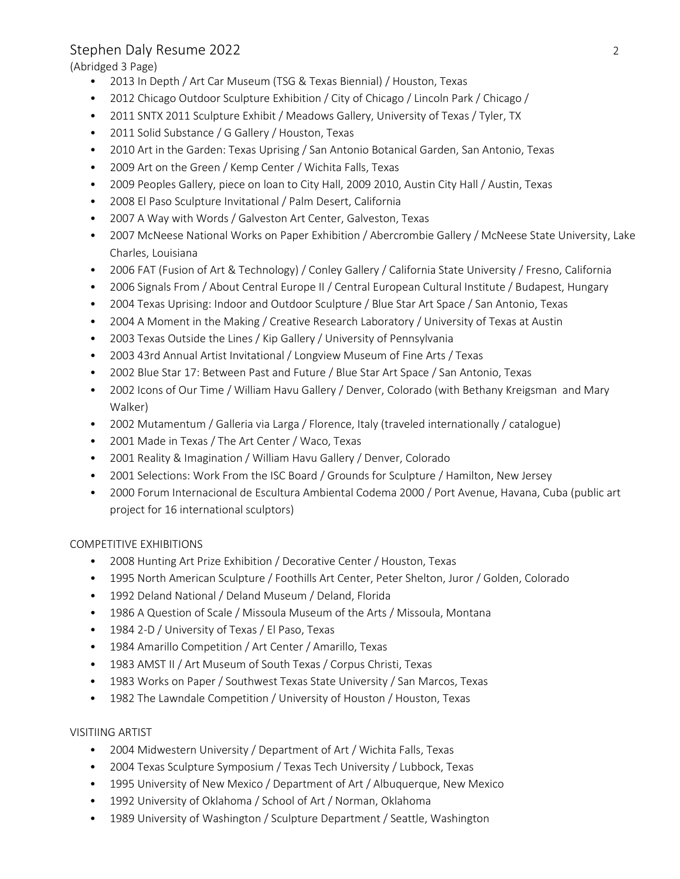- 2013 In Depth / Art Car Museum (TSG & Texas Biennial) / Houston, Texas
- 2012 Chicago Outdoor Sculpture Exhibition / City of Chicago / Lincoln Park / Chicago /
- 2011 SNTX 2011 Sculpture Exhibit / Meadows Gallery, University of Texas / Tyler, TX
- 2011 Solid Substance / G Gallery / Houston, Texas
- 2010 Art in the Garden: Texas Uprising / San Antonio Botanical Garden, San Antonio, Texas
- 2009 Art on the Green / Kemp Center / Wichita Falls, Texas
- 2009 Peoples Gallery, piece on loan to City Hall, 2009 2010, Austin City Hall / Austin, Texas
- 2008 El Paso Sculpture Invitational / Palm Desert, California
- 2007 A Way with Words / Galveston Art Center, Galveston, Texas
- 2007 McNeese National Works on Paper Exhibition / Abercrombie Gallery / McNeese State University, Lake Charles, Louisiana
- 2006 FAT (Fusion of Art & Technology) / Conley Gallery / California State University / Fresno, California
- 2006 Signals From / About Central Europe II / Central European Cultural Institute / Budapest, Hungary
- 2004 Texas Uprising: Indoor and Outdoor Sculpture / Blue Star Art Space / San Antonio, Texas
- 2004 A Moment in the Making / Creative Research Laboratory / University of Texas at Austin
- 2003 Texas Outside the Lines / Kip Gallery / University of Pennsylvania
- 2003 43rd Annual Artist Invitational / Longview Museum of Fine Arts / Texas
- 2002 Blue Star 17: Between Past and Future / Blue Star Art Space / San Antonio, Texas
- 2002 Icons of Our Time / William Havu Gallery / Denver, Colorado (with Bethany Kreigsman and Mary Walker)
- 2002 Mutamentum / Galleria via Larga / Florence, Italy (traveled internationally / catalogue)
- 2001 Made in Texas / The Art Center / Waco, Texas
- 2001 Reality & Imagination / William Havu Gallery / Denver, Colorado
- 2001 Selections: Work From the ISC Board / Grounds for Sculpture / Hamilton, New Jersey
- 2000 Forum Internacional de Escultura Ambiental Codema 2000 / Port Avenue, Havana, Cuba (public art project for 16 international sculptors)

COMPETITIVE EXHIBITIONS

- 2008 Hunting Art Prize Exhibition / Decorative Center / Houston, Texas
- 1995 North American Sculpture / Foothills Art Center, Peter Shelton, Juror / Golden, Colorado
- 1992 Deland National / Deland Museum / Deland, Florida
- 1986 A Question of Scale / Missoula Museum of the Arts / Missoula, Montana
- 1984 2-D / University of Texas / El Paso, Texas
- 1984 Amarillo Competition / Art Center / Amarillo, Texas
- 1983 AMST II / Art Museum of South Texas / Corpus Christi, Texas
- 1983 Works on Paper / Southwest Texas State University / San Marcos, Texas
- 1982 The Lawndale Competition / University of Houston / Houston, Texas

VISITIING ARTIST

- 2004 Midwestern University / Department of Art / Wichita Falls, Texas
- 2004 Texas Sculpture Symposium / Texas Tech University / Lubbock, Texas
- 1995 University of New Mexico / Department of Art / Albuquerque, New Mexico
- 1992 University of Oklahoma / School of Art / Norman, Oklahoma
- 1989 University of Washington / Sculpture Department / Seattle, Washington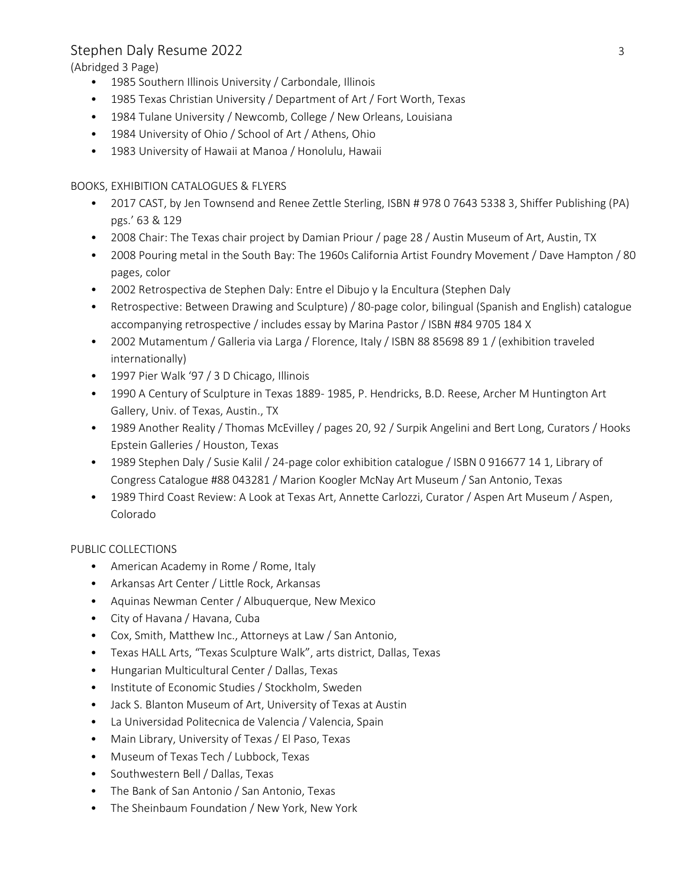- 1985 Southern Illinois University / Carbondale, Illinois
- 1985 Texas Christian University / Department of Art / Fort Worth, Texas
- 1984 Tulane University / Newcomb, College / New Orleans, Louisiana
- 1984 University of Ohio / School of Art / Athens, Ohio
- 1983 University of Hawaii at Manoa / Honolulu, Hawaii

BOOKS, EXHIBITION CATALOGUES & FLYERS

- 2017 CAST, by Jen Townsend and Renee Zettle Sterling, ISBN # 978 0 7643 5338 3, Shiffer Publishing (PA) pgs.' 63 & 129
- 2008 Chair: The Texas chair project by Damian Priour / page 28 / Austin Museum of Art, Austin, TX
- 2008 Pouring metal in the South Bay: The 1960s California Artist Foundry Movement / Dave Hampton / 80 pages, color
- 2002 Retrospectiva de Stephen Daly: Entre el Dibujo y la Encultura (Stephen Daly
- Retrospective: Between Drawing and Sculpture) / 80-page color, bilingual (Spanish and English) catalogue accompanying retrospective / includes essay by Marina Pastor / ISBN #84 9705 184 X
- 2002 Mutamentum / Galleria via Larga / Florence, Italy / ISBN 88 85698 89 1 / (exhibition traveled internationally)
- 1997 Pier Walk '97 / 3 D Chicago, Illinois
- 1990 A Century of Sculpture in Texas 1889- 1985, P. Hendricks, B.D. Reese, Archer M Huntington Art Gallery, Univ. of Texas, Austin., TX
- 1989 Another Reality / Thomas McEvilley / pages 20, 92 / Surpik Angelini and Bert Long, Curators / Hooks Epstein Galleries / Houston, Texas
- 1989 Stephen Daly / Susie Kalil / 24-page color exhibition catalogue / ISBN 0 916677 14 1, Library of Congress Catalogue #88 043281 / Marion Koogler McNay Art Museum / San Antonio, Texas
- 1989 Third Coast Review: A Look at Texas Art, Annette Carlozzi, Curator / Aspen Art Museum / Aspen, Colorado

PUBLIC COLLECTIONS

- American Academy in Rome / Rome, Italy
- Arkansas Art Center / Little Rock, Arkansas
- Aquinas Newman Center / Albuquerque, New Mexico
- City of Havana / Havana, Cuba
- Cox, Smith, Matthew Inc., Attorneys at Law / San Antonio,
- Texas HALL Arts, "Texas Sculpture Walk", arts district, Dallas, Texas
- Hungarian Multicultural Center / Dallas, Texas
- Institute of Economic Studies / Stockholm, Sweden
- Jack S. Blanton Museum of Art, University of Texas at Austin
- La Universidad Politecnica de Valencia / Valencia, Spain
- Main Library, University of Texas / El Paso, Texas
- Museum of Texas Tech / Lubbock, Texas
- Southwestern Bell / Dallas, Texas
- The Bank of San Antonio / San Antonio, Texas
- The Sheinbaum Foundation / New York, New York